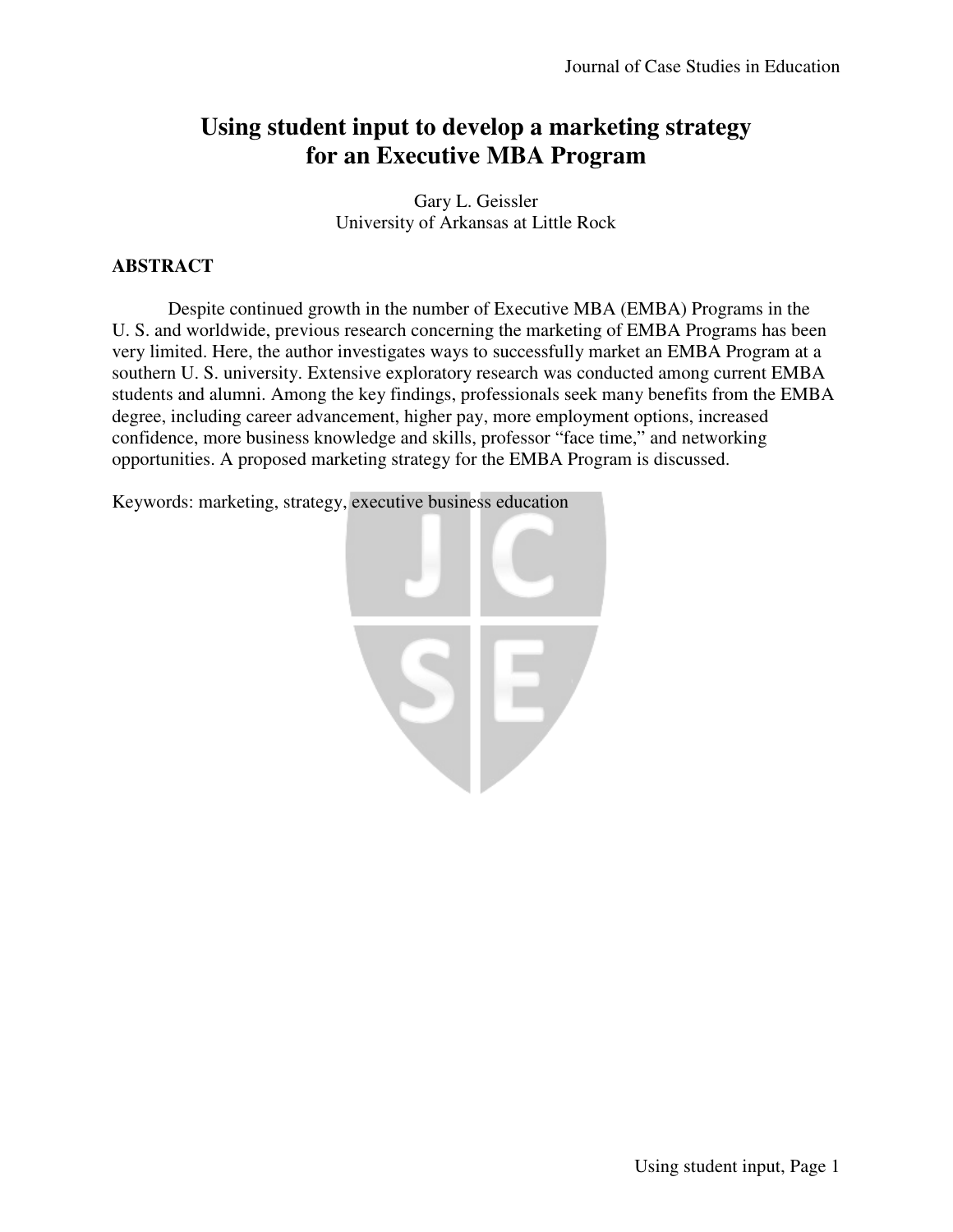# Using student input to develop a marketing strategy for an Executive MBA Program

Gary L. Geissler
University of Arkansas at Little Rock

## ABSTRACT

Despite continued growth in the number of Executive MBA (EMBA) Programs in the U. S. and worldwide, previous research concerning the marketing of EMBA Programs has been very limited. Here, the author investigates ways to successfully market an EMBA Program at a southern U. S. university. Extensive exploratory research was conducted among current EMBA students and alumni. Among the key findings, professionals seek many benefits from the EMBA degree, including career advancement, higher pay, more employment options, increased confidence, more business knowledge and skills, professor "face time," and networking opportunities. A proposed marketing strategy for the EMBA Program is discussed.

Keywords: marketing, strategy, executive business education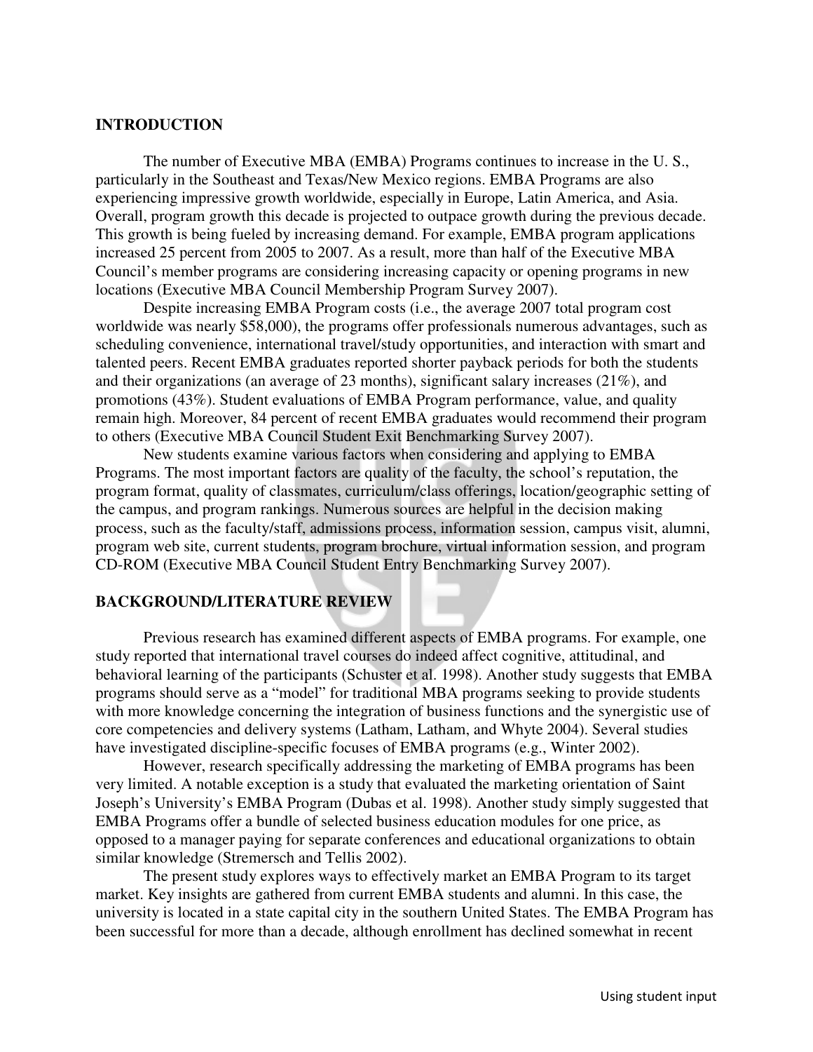## INTRODUCTION

The number of Executive MBA (EMBA) Programs continues to increase in the U. S., particularly in the Southeast and Texas/New Mexico regions. EMBA Programs are also experiencing impressive growth worldwide, especially in Europe, Latin America, and Asia. Overall, program growth this decade is projected to outpace growth during the previous decade. This growth is being fueled by increasing demand. For example, EMBA program applications increased 25 percent from 2005 to 2007. As a result, more than half of the Executive MBA Council's member programs are considering increasing capacity or opening programs in new locations (Executive MBA Council Membership Program Survey 2007).

Despite increasing EMBA Program costs (i.e., the average 2007 total program cost worldwide was nearly $58,000), the programs offer professionals numerous advantages, such as scheduling convenience, international travel/study opportunities, and interaction with smart and talented peers. Recent EMBA graduates reported shorter payback periods for both the students and their organizations (an average of 23 months), significant salary increases (21%), and promotions (43%). Student evaluations of EMBA Program performance, value, and quality remain high. Moreover, 84 percent of recent EMBA graduates would recommend their program to others (Executive MBA Council Student Exit Benchmarking Survey 2007).

New students examine various factors when considering and applying to EMBA Programs. The most important factors are quality of the faculty, the school's reputation, the program format, quality of classmates, curriculum/class offerings, location/geographic setting of the campus, and program rankings. Numerous sources are helpful in the decision making process, such as the faculty/staff, admissions process, information session, campus visit, alumni, program web site, current students, program brochure, virtual information session, and program CD-ROM (Executive MBA Council Student Entry Benchmarking Survey 2007).

## BACKGROUND/LITERATURE REVIEW

Previous research has examined different aspects of EMBA programs. For example, one study reported that international travel courses do indeed affect cognitive, attitudinal, and behavioral learning of the participants (Schuster et al. 1998). Another study suggests that EMBA programs should serve as a "model" for traditional MBA programs seeking to provide students with more knowledge concerning the integration of business functions and the synergistic use of core competencies and delivery systems (Latham, Latham, and Whyte 2004). Several studies have investigated discipline-specific focuses of EMBA programs (e.g., Winter 2002).

However, research specifically addressing the marketing of EMBA programs has been very limited. A notable exception is a study that evaluated the marketing orientation of Saint Joseph's University's EMBA Program (Dubas et al. 1998). Another study simply suggested that EMBA Programs offer a bundle of selected business education modules for one price, as opposed to a manager paying for separate conferences and educational organizations to obtain similar knowledge (Stremersch and Tellis 2002).

The present study explores ways to effectively market an EMBA Program to its target market. Key insights are gathered from current EMBA students and alumni. In this case, the university is located in a state capital city in the southern United States. The EMBA Program has been successful for more than a decade, although enrollment has declined somewhat in recent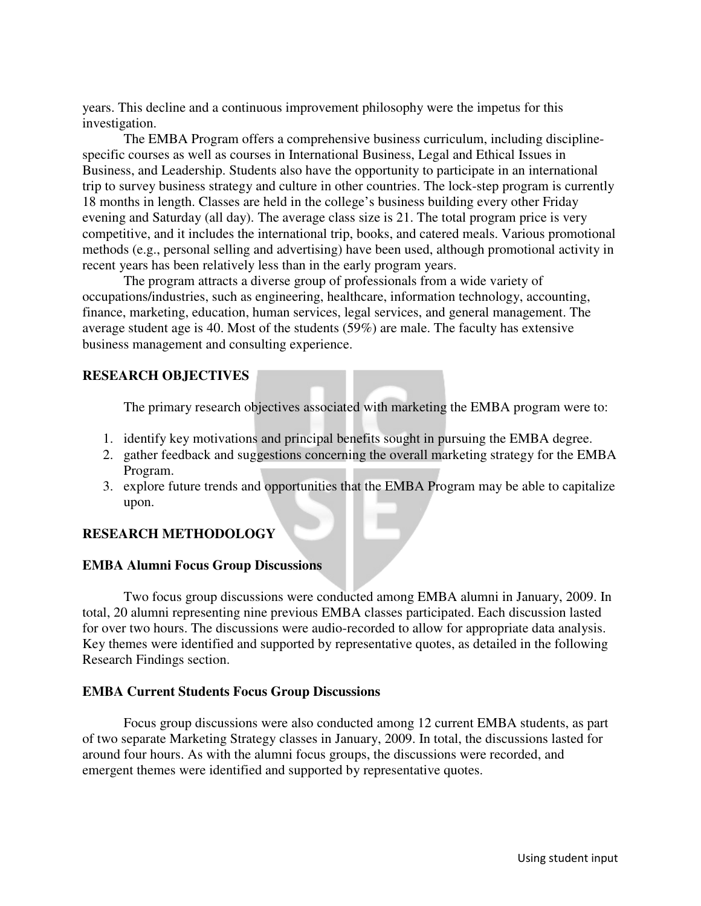years. This decline and a continuous improvement philosophy were the impetus for this investigation.

The EMBA Program offers a comprehensive business curriculum, including discipline-specific courses as well as courses in International Business, Legal and Ethical Issues in Business, and Leadership. Students also have the opportunity to participate in an international trip to survey business strategy and culture in other countries. The lock-step program is currently 18 months in length. Classes are held in the college's business building every other Friday evening and Saturday (all day). The average class size is 21. The total program price is very competitive, and it includes the international trip, books, and catered meals. Various promotional methods (e.g., personal selling and advertising) have been used, although promotional activity in recent years has been relatively less than in the early program years.

The program attracts a diverse group of professionals from a wide variety of occupations/industries, such as engineering, healthcare, information technology, accounting, finance, marketing, education, human services, legal services, and general management. The average student age is 40. Most of the students (59%) are male. The faculty has extensive business management and consulting experience.

## RESEARCH OBJECTIVES

The primary research objectives associated with marketing the EMBA program were to:

1. identify key motivations and principal benefits sought in pursuing the EMBA degree.
2. gather feedback and suggestions concerning the overall marketing strategy for the EMBA Program.
3. explore future trends and opportunities that the EMBA Program may be able to capitalize upon.

## RESEARCH METHODOLOGY

### EMBA Alumni Focus Group Discussions

Two focus group discussions were conducted among EMBA alumni in January, 2009. In total, 20 alumni representing nine previous EMBA classes participated. Each discussion lasted for over two hours. The discussions were audio-recorded to allow for appropriate data analysis. Key themes were identified and supported by representative quotes, as detailed in the following Research Findings section.

### EMBA Current Students Focus Group Discussions

Focus group discussions were also conducted among 12 current EMBA students, as part of two separate Marketing Strategy classes in January, 2009. In total, the discussions lasted for around four hours. As with the alumni focus groups, the discussions were recorded, and emergent themes were identified and supported by representative quotes.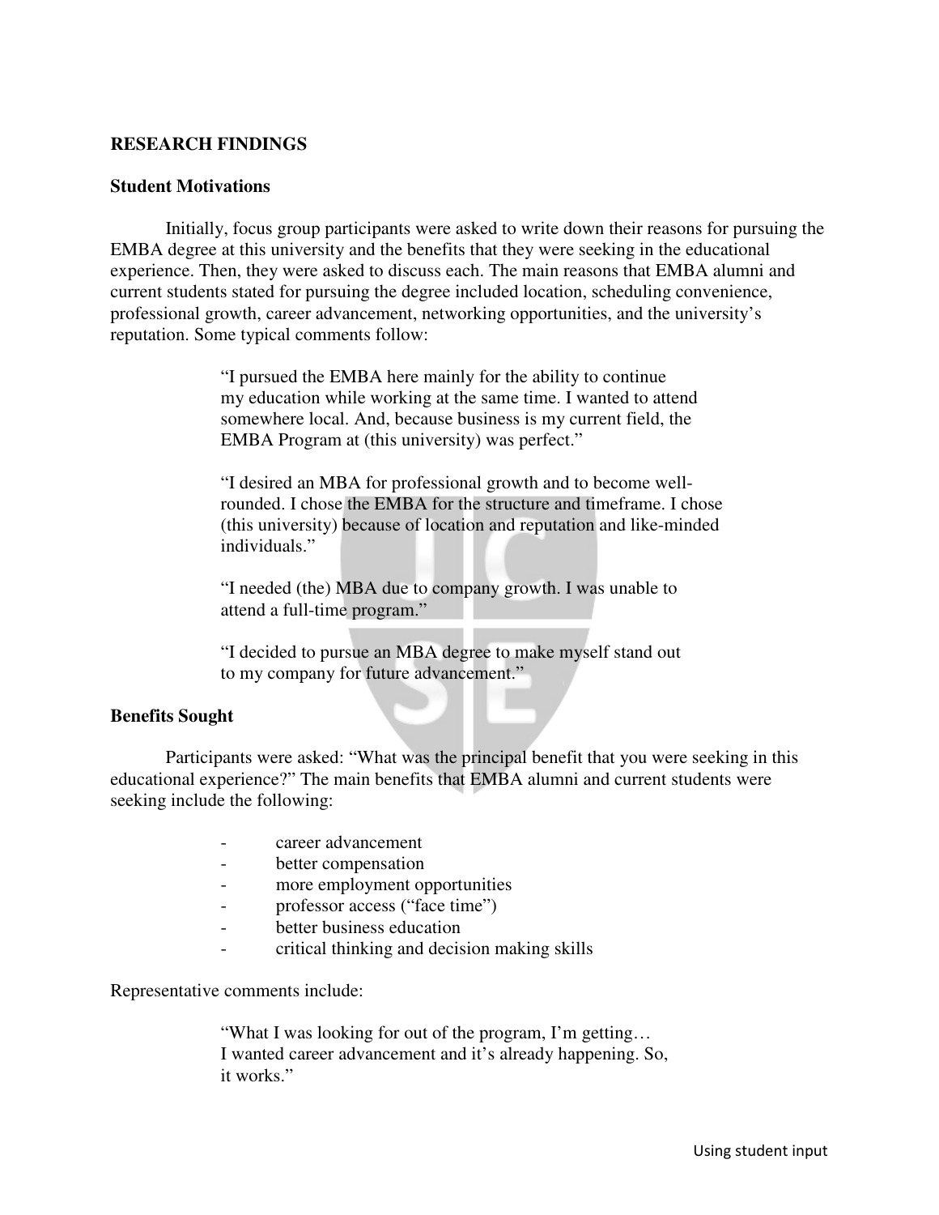## RESEARCH FINDINGS

### Student Motivations

Initially, focus group participants were asked to write down their reasons for pursuing the EMBA degree at this university and the benefits that they were seeking in the educational experience. Then, they were asked to discuss each. The main reasons that EMBA alumni and current students stated for pursuing the degree included location, scheduling convenience, professional growth, career advancement, networking opportunities, and the university's reputation. Some typical comments follow:

> "I pursued the EMBA here mainly for the ability to continue my education while working at the same time. I wanted to attend somewhere local. And, because business is my current field, the EMBA Program at (this university) was perfect."

> "I desired an MBA for professional growth and to become well-rounded. I chose the EMBA for the structure and timeframe. I chose (this university) because of location and reputation and like-minded individuals."

> "I needed (the) MBA due to company growth. I was unable to attend a full-time program."

> "I decided to pursue an MBA degree to make myself stand out to my company for future advancement."

### Benefits Sought

Participants were asked: "What was the principal benefit that you were seeking in this educational experience?" The main benefits that EMBA alumni and current students were seeking include the following:

- career advancement
- better compensation
- more employment opportunities
- professor access ("face time")
- better business education
- critical thinking and decision making skills

Representative comments include:

> "What I was looking for out of the program, I'm getting… I wanted career advancement and it's already happening. So, it works."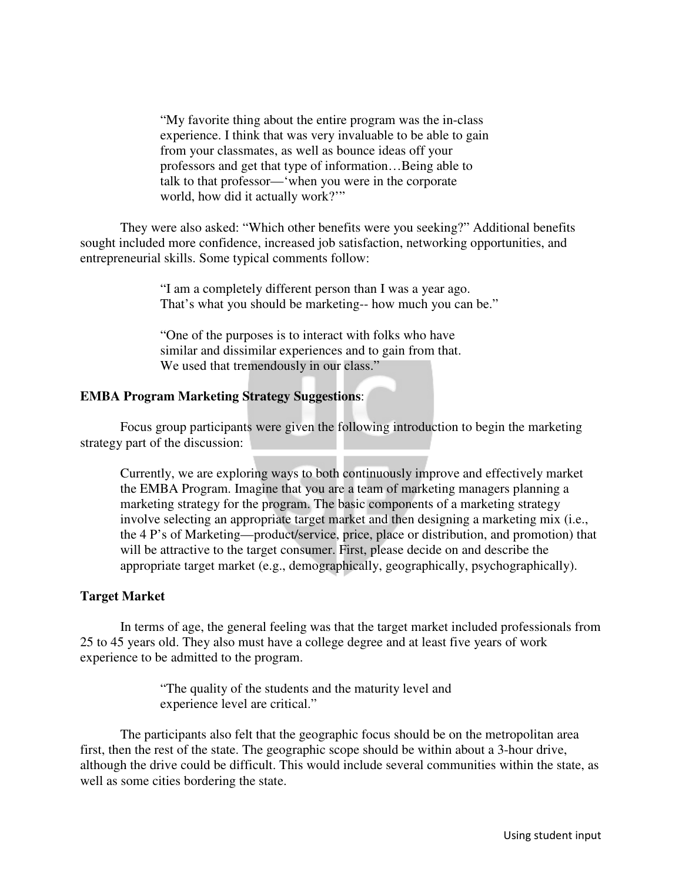> "My favorite thing about the entire program was the in-class experience. I think that was very invaluable to be able to gain from your classmates, as well as bounce ideas off your professors and get that type of information…Being able to talk to that professor—'when you were in the corporate world, how did it actually work?'"

They were also asked: "Which other benefits were you seeking?" Additional benefits sought included more confidence, increased job satisfaction, networking opportunities, and entrepreneurial skills. Some typical comments follow:

> "I am a completely different person than I was a year ago. That's what you should be marketing-- how much you can be."

> "One of the purposes is to interact with folks who have similar and dissimilar experiences and to gain from that. We used that tremendously in our class."

**EMBA Program Marketing Strategy Suggestions**:

Focus group participants were given the following introduction to begin the marketing strategy part of the discussion:

> Currently, we are exploring ways to both continuously improve and effectively market the EMBA Program. Imagine that you are a team of marketing managers planning a marketing strategy for the program. The basic components of a marketing strategy involve selecting an appropriate target market and then designing a marketing mix (i.e., the 4 P's of Marketing—product/service, price, place or distribution, and promotion) that will be attractive to the target consumer. First, please decide on and describe the appropriate target market (e.g., demographically, geographically, psychographically).

**Target Market**

In terms of age, the general feeling was that the target market included professionals from 25 to 45 years old. They also must have a college degree and at least five years of work experience to be admitted to the program.

> "The quality of the students and the maturity level and experience level are critical."

The participants also felt that the geographic focus should be on the metropolitan area first, then the rest of the state. The geographic scope should be within about a 3-hour drive, although the drive could be difficult. This would include several communities within the state, as well as some cities bordering the state.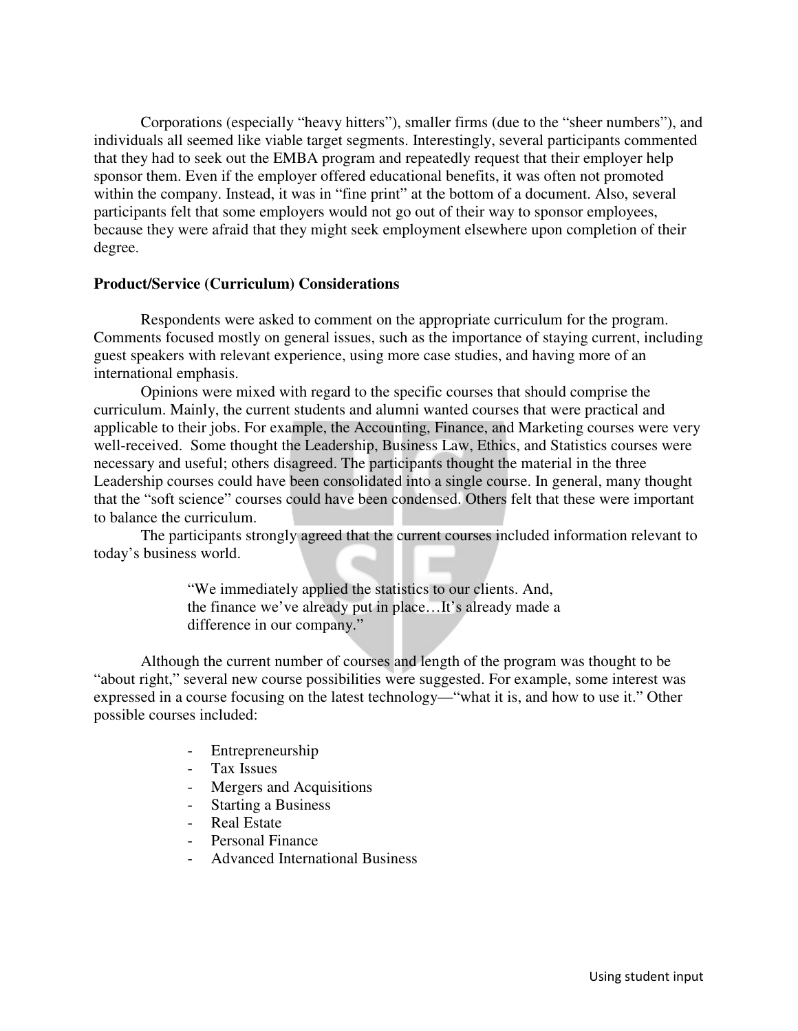Corporations (especially "heavy hitters"), smaller firms (due to the "sheer numbers"), and individuals all seemed like viable target segments. Interestingly, several participants commented that they had to seek out the EMBA program and repeatedly request that their employer help sponsor them. Even if the employer offered educational benefits, it was often not promoted within the company. Instead, it was in "fine print" at the bottom of a document. Also, several participants felt that some employers would not go out of their way to sponsor employees, because they were afraid that they might seek employment elsewhere upon completion of their degree.

**Product/Service (Curriculum) Considerations**

Respondents were asked to comment on the appropriate curriculum for the program. Comments focused mostly on general issues, such as the importance of staying current, including guest speakers with relevant experience, using more case studies, and having more of an international emphasis.

Opinions were mixed with regard to the specific courses that should comprise the curriculum. Mainly, the current students and alumni wanted courses that were practical and applicable to their jobs. For example, the Accounting, Finance, and Marketing courses were very well-received. Some thought the Leadership, Business Law, Ethics, and Statistics courses were necessary and useful; others disagreed. The participants thought the material in the three Leadership courses could have been consolidated into a single course. In general, many thought that the "soft science" courses could have been condensed. Others felt that these were important to balance the curriculum.

The participants strongly agreed that the current courses included information relevant to today's business world.

> "We immediately applied the statistics to our clients. And, the finance we've already put in place…It's already made a difference in our company."

Although the current number of courses and length of the program was thought to be "about right," several new course possibilities were suggested. For example, some interest was expressed in a course focusing on the latest technology—"what it is, and how to use it." Other possible courses included:

- Entrepreneurship
- Tax Issues
- Mergers and Acquisitions
- Starting a Business
- Real Estate
- Personal Finance
- Advanced International Business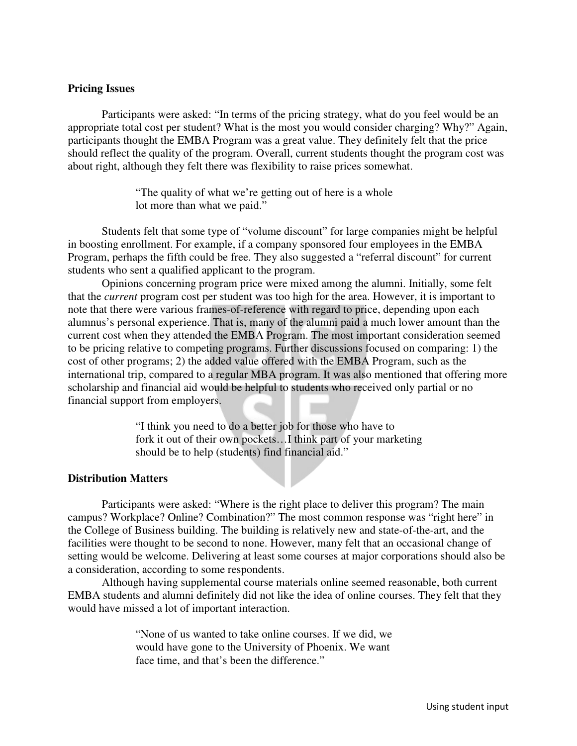### Pricing Issues

Participants were asked: "In terms of the pricing strategy, what do you feel would be an appropriate total cost per student? What is the most you would consider charging? Why?" Again, participants thought the EMBA Program was a great value. They definitely felt that the price should reflect the quality of the program. Overall, current students thought the program cost was about right, although they felt there was flexibility to raise prices somewhat.

> "The quality of what we're getting out of here is a whole lot more than what we paid."

Students felt that some type of "volume discount" for large companies might be helpful in boosting enrollment. For example, if a company sponsored four employees in the EMBA Program, perhaps the fifth could be free. They also suggested a "referral discount" for current students who sent a qualified applicant to the program.

Opinions concerning program price were mixed among the alumni. Initially, some felt that the *current* program cost per student was too high for the area. However, it is important to note that there were various frames-of-reference with regard to price, depending upon each alumnus's personal experience. That is, many of the alumni paid a much lower amount than the current cost when they attended the EMBA Program. The most important consideration seemed to be pricing relative to competing programs. Further discussions focused on comparing: 1) the cost of other programs; 2) the added value offered with the EMBA Program, such as the international trip, compared to a regular MBA program. It was also mentioned that offering more scholarship and financial aid would be helpful to students who received only partial or no financial support from employers.

> "I think you need to do a better job for those who have to fork it out of their own pockets…I think part of your marketing should be to help (students) find financial aid."

### Distribution Matters

Participants were asked: "Where is the right place to deliver this program? The main campus? Workplace? Online? Combination?" The most common response was "right here" in the College of Business building. The building is relatively new and state-of-the-art, and the facilities were thought to be second to none. However, many felt that an occasional change of setting would be welcome. Delivering at least some courses at major corporations should also be a consideration, according to some respondents.

Although having supplemental course materials online seemed reasonable, both current EMBA students and alumni definitely did not like the idea of online courses. They felt that they would have missed a lot of important interaction.

> "None of us wanted to take online courses. If we did, we would have gone to the University of Phoenix. We want face time, and that's been the difference."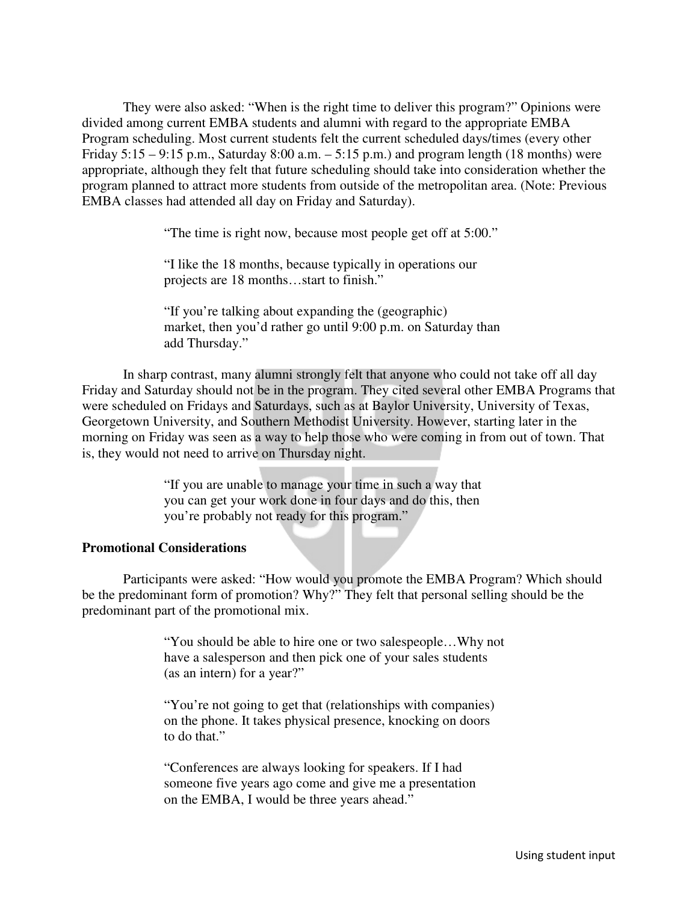They were also asked: "When is the right time to deliver this program?" Opinions were divided among current EMBA students and alumni with regard to the appropriate EMBA Program scheduling. Most current students felt the current scheduled days/times (every other Friday 5:15 – 9:15 p.m., Saturday 8:00 a.m. – 5:15 p.m.) and program length (18 months) were appropriate, although they felt that future scheduling should take into consideration whether the program planned to attract more students from outside of the metropolitan area. (Note: Previous EMBA classes had attended all day on Friday and Saturday).

> "The time is right now, because most people get off at 5:00."
>
> "I like the 18 months, because typically in operations our projects are 18 months…start to finish."
>
> "If you're talking about expanding the (geographic) market, then you'd rather go until 9:00 p.m. on Saturday than add Thursday."

In sharp contrast, many alumni strongly felt that anyone who could not take off all day Friday and Saturday should not be in the program. They cited several other EMBA Programs that were scheduled on Fridays and Saturdays, such as at Baylor University, University of Texas, Georgetown University, and Southern Methodist University. However, starting later in the morning on Friday was seen as a way to help those who were coming in from out of town. That is, they would not need to arrive on Thursday night.

> "If you are unable to manage your time in such a way that you can get your work done in four days and do this, then you're probably not ready for this program."

**Promotional Considerations**

Participants were asked: "How would you promote the EMBA Program? Which should be the predominant form of promotion? Why?" They felt that personal selling should be the predominant part of the promotional mix.

> "You should be able to hire one or two salespeople…Why not have a salesperson and then pick one of your sales students (as an intern) for a year?"
>
> "You're not going to get that (relationships with companies) on the phone. It takes physical presence, knocking on doors to do that."
>
> "Conferences are always looking for speakers. If I had someone five years ago come and give me a presentation on the EMBA, I would be three years ahead."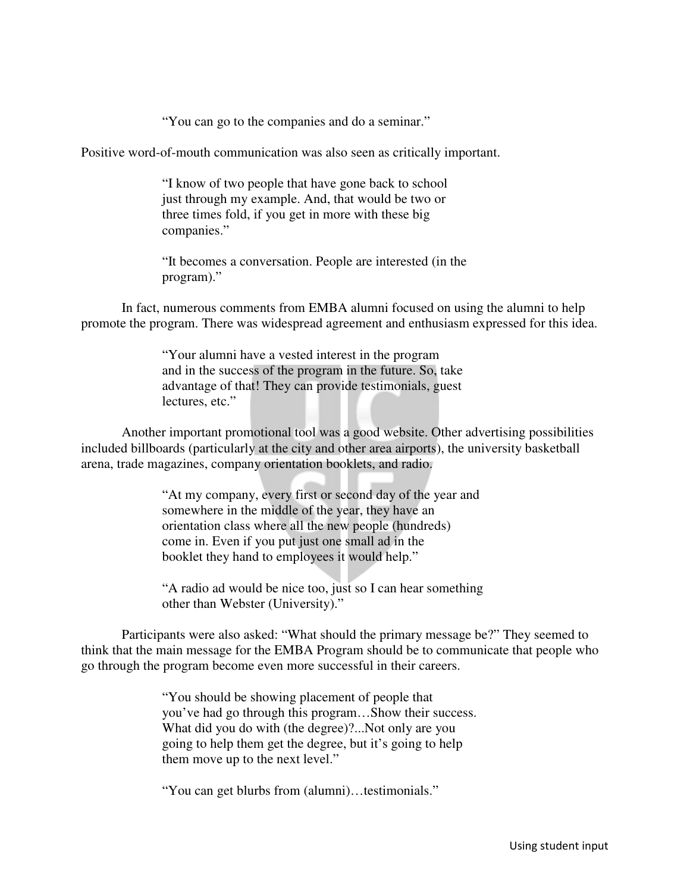> "You can go to the companies and do a seminar."

Positive word-of-mouth communication was also seen as critically important.

> "I know of two people that have gone back to school just through my example. And, that would be two or three times fold, if you get in more with these big companies."

> "It becomes a conversation. People are interested (in the program)."

In fact, numerous comments from EMBA alumni focused on using the alumni to help promote the program. There was widespread agreement and enthusiasm expressed for this idea.

> "Your alumni have a vested interest in the program and in the success of the program in the future. So, take advantage of that! They can provide testimonials, guest lectures, etc."

Another important promotional tool was a good website. Other advertising possibilities included billboards (particularly at the city and other area airports), the university basketball arena, trade magazines, company orientation booklets, and radio.

> "At my company, every first or second day of the year and somewhere in the middle of the year, they have an orientation class where all the new people (hundreds) come in. Even if you put just one small ad in the booklet they hand to employees it would help."

> "A radio ad would be nice too, just so I can hear something other than Webster (University)."

Participants were also asked: "What should the primary message be?" They seemed to think that the main message for the EMBA Program should be to communicate that people who go through the program become even more successful in their careers.

> "You should be showing placement of people that you've had go through this program…Show their success. What did you do with (the degree)?...Not only are you going to help them get the degree, but it's going to help them move up to the next level."

> "You can get blurbs from (alumni)…testimonials."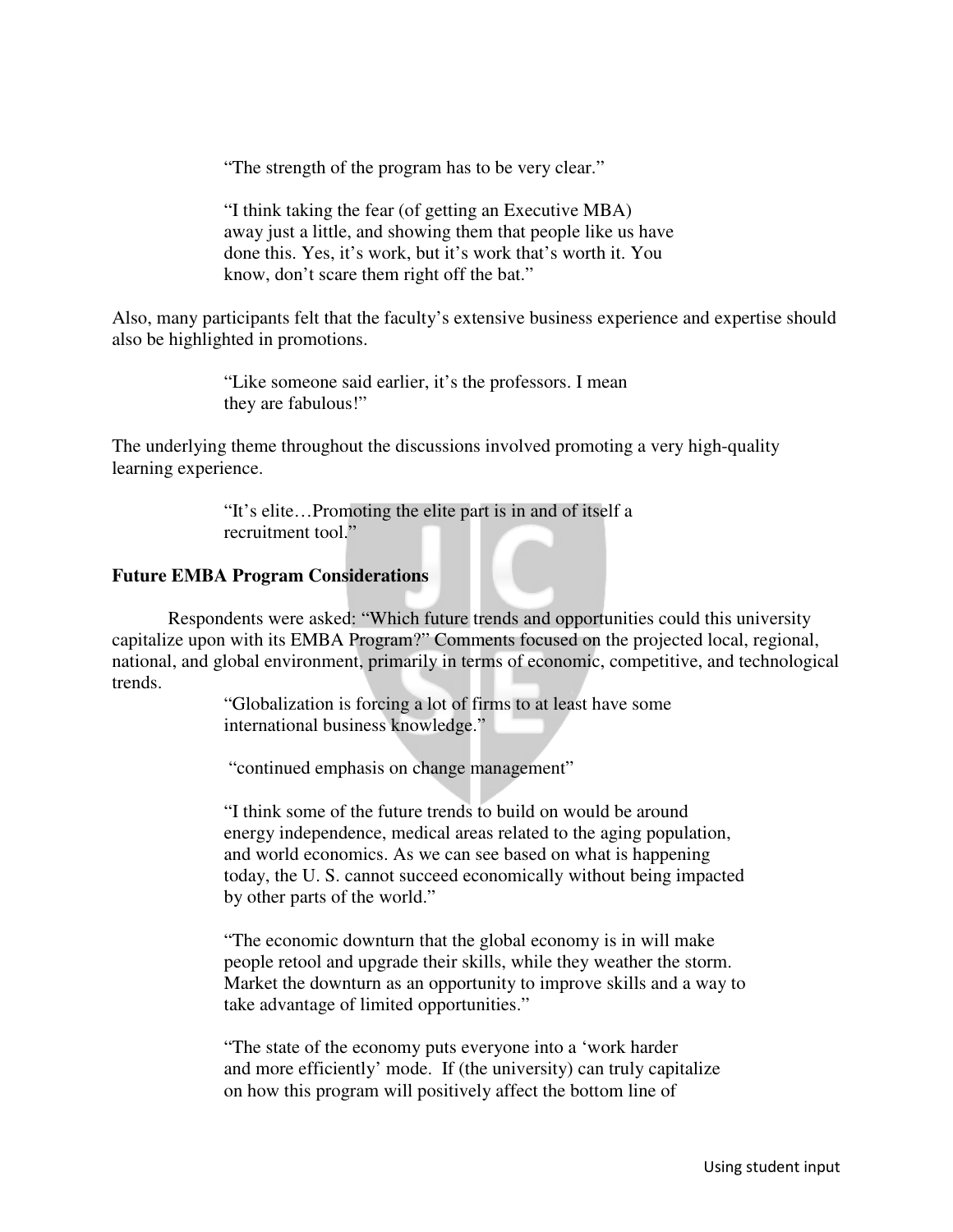"The strength of the program has to be very clear."

"I think taking the fear (of getting an Executive MBA) away just a little, and showing them that people like us have done this. Yes, it's work, but it's work that's worth it. You know, don't scare them right off the bat."

Also, many participants felt that the faculty's extensive business experience and expertise should also be highlighted in promotions.

"Like someone said earlier, it's the professors. I mean they are fabulous!"

The underlying theme throughout the discussions involved promoting a very high-quality learning experience.

"It's elite…Promoting the elite part is in and of itself a recruitment tool."

### Future EMBA Program Considerations

Respondents were asked: "Which future trends and opportunities could this university capitalize upon with its EMBA Program?" Comments focused on the projected local, regional, national, and global environment, primarily in terms of economic, competitive, and technological trends.

"Globalization is forcing a lot of firms to at least have some international business knowledge."

"continued emphasis on change management"

"I think some of the future trends to build on would be around energy independence, medical areas related to the aging population, and world economics. As we can see based on what is happening today, the U. S. cannot succeed economically without being impacted by other parts of the world."

"The economic downturn that the global economy is in will make people retool and upgrade their skills, while they weather the storm. Market the downturn as an opportunity to improve skills and a way to take advantage of limited opportunities."

"The state of the economy puts everyone into a 'work harder and more efficiently' mode. If (the university) can truly capitalize on how this program will positively affect the bottom line of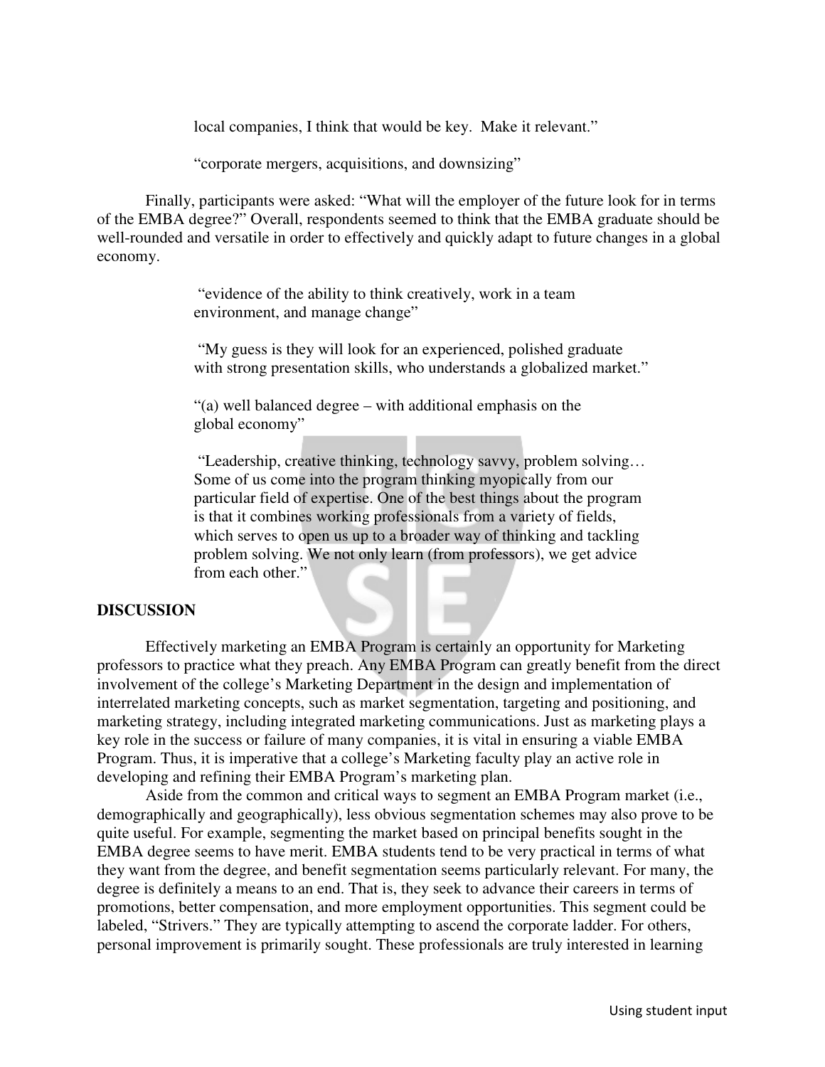local companies, I think that would be key. Make it relevant."

> "corporate mergers, acquisitions, and downsizing"

Finally, participants were asked: "What will the employer of the future look for in terms of the EMBA degree?" Overall, respondents seemed to think that the EMBA graduate should be well-rounded and versatile in order to effectively and quickly adapt to future changes in a global economy.

> "evidence of the ability to think creatively, work in a team environment, and manage change"

> "My guess is they will look for an experienced, polished graduate with strong presentation skills, who understands a globalized market."

> "(a) well balanced degree – with additional emphasis on the global economy"

> "Leadership, creative thinking, technology savvy, problem solving… Some of us come into the program thinking myopically from our particular field of expertise. One of the best things about the program is that it combines working professionals from a variety of fields, which serves to open us up to a broader way of thinking and tackling problem solving. We not only learn (from professors), we get advice from each other."

## DISCUSSION

Effectively marketing an EMBA Program is certainly an opportunity for Marketing professors to practice what they preach. Any EMBA Program can greatly benefit from the direct involvement of the college's Marketing Department in the design and implementation of interrelated marketing concepts, such as market segmentation, targeting and positioning, and marketing strategy, including integrated marketing communications. Just as marketing plays a key role in the success or failure of many companies, it is vital in ensuring a viable EMBA Program. Thus, it is imperative that a college's Marketing faculty play an active role in developing and refining their EMBA Program's marketing plan.

Aside from the common and critical ways to segment an EMBA Program market (i.e., demographically and geographically), less obvious segmentation schemes may also prove to be quite useful. For example, segmenting the market based on principal benefits sought in the EMBA degree seems to have merit. EMBA students tend to be very practical in terms of what they want from the degree, and benefit segmentation seems particularly relevant. For many, the degree is definitely a means to an end. That is, they seek to advance their careers in terms of promotions, better compensation, and more employment opportunities. This segment could be labeled, "Strivers." They are typically attempting to ascend the corporate ladder. For others, personal improvement is primarily sought. These professionals are truly interested in learning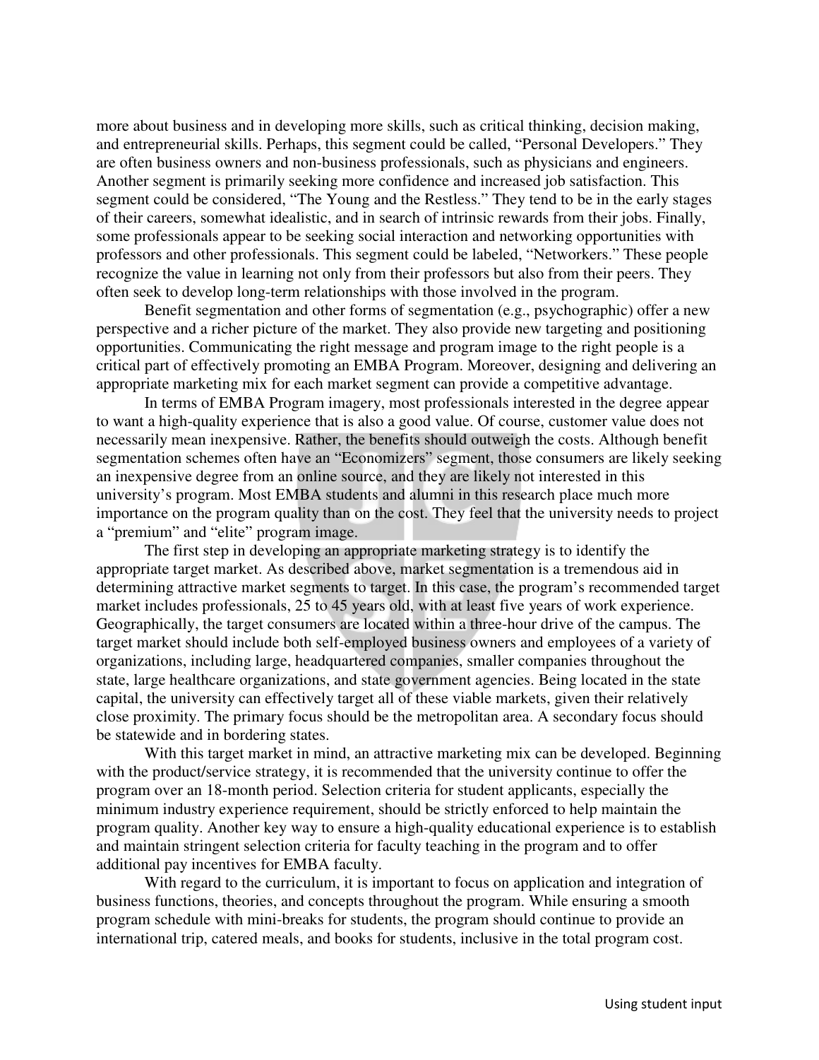more about business and in developing more skills, such as critical thinking, decision making, and entrepreneurial skills. Perhaps, this segment could be called, "Personal Developers." They are often business owners and non-business professionals, such as physicians and engineers. Another segment is primarily seeking more confidence and increased job satisfaction. This segment could be considered, "The Young and the Restless." They tend to be in the early stages of their careers, somewhat idealistic, and in search of intrinsic rewards from their jobs. Finally, some professionals appear to be seeking social interaction and networking opportunities with professors and other professionals. This segment could be labeled, "Networkers." These people recognize the value in learning not only from their professors but also from their peers. They often seek to develop long-term relationships with those involved in the program.

Benefit segmentation and other forms of segmentation (e.g., psychographic) offer a new perspective and a richer picture of the market. They also provide new targeting and positioning opportunities. Communicating the right message and program image to the right people is a critical part of effectively promoting an EMBA Program. Moreover, designing and delivering an appropriate marketing mix for each market segment can provide a competitive advantage.

In terms of EMBA Program imagery, most professionals interested in the degree appear to want a high-quality experience that is also a good value. Of course, customer value does not necessarily mean inexpensive. Rather, the benefits should outweigh the costs. Although benefit segmentation schemes often have an "Economizers" segment, those consumers are likely seeking an inexpensive degree from an online source, and they are likely not interested in this university's program. Most EMBA students and alumni in this research place much more importance on the program quality than on the cost. They feel that the university needs to project a "premium" and "elite" program image.

The first step in developing an appropriate marketing strategy is to identify the appropriate target market. As described above, market segmentation is a tremendous aid in determining attractive market segments to target. In this case, the program's recommended target market includes professionals, 25 to 45 years old, with at least five years of work experience. Geographically, the target consumers are located within a three-hour drive of the campus. The target market should include both self-employed business owners and employees of a variety of organizations, including large, headquartered companies, smaller companies throughout the state, large healthcare organizations, and state government agencies. Being located in the state capital, the university can effectively target all of these viable markets, given their relatively close proximity. The primary focus should be the metropolitan area. A secondary focus should be statewide and in bordering states.

With this target market in mind, an attractive marketing mix can be developed. Beginning with the product/service strategy, it is recommended that the university continue to offer the program over an 18-month period. Selection criteria for student applicants, especially the minimum industry experience requirement, should be strictly enforced to help maintain the program quality. Another key way to ensure a high-quality educational experience is to establish and maintain stringent selection criteria for faculty teaching in the program and to offer additional pay incentives for EMBA faculty.

With regard to the curriculum, it is important to focus on application and integration of business functions, theories, and concepts throughout the program. While ensuring a smooth program schedule with mini-breaks for students, the program should continue to provide an international trip, catered meals, and books for students, inclusive in the total program cost.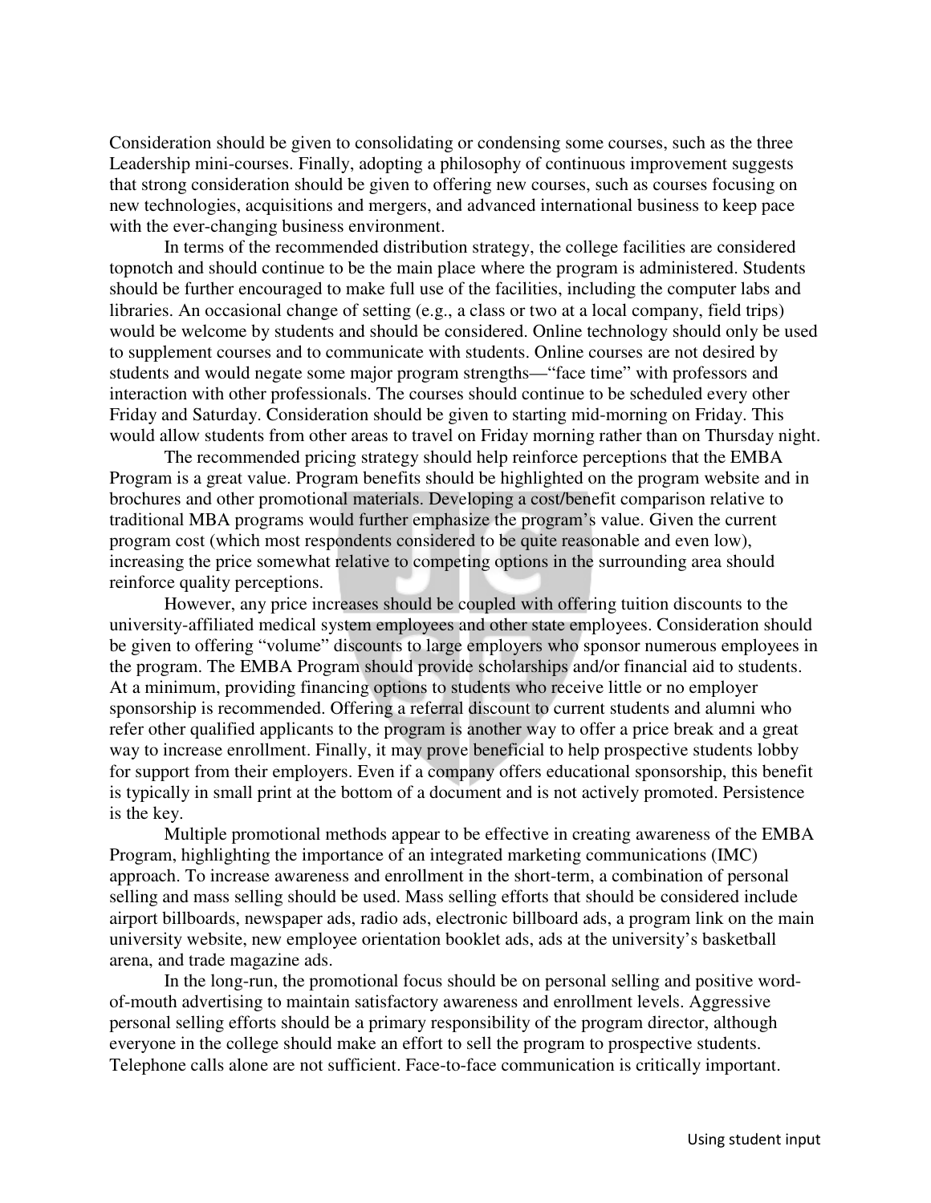Consideration should be given to consolidating or condensing some courses, such as the three Leadership mini-courses. Finally, adopting a philosophy of continuous improvement suggests that strong consideration should be given to offering new courses, such as courses focusing on new technologies, acquisitions and mergers, and advanced international business to keep pace with the ever-changing business environment.

In terms of the recommended distribution strategy, the college facilities are considered topnotch and should continue to be the main place where the program is administered. Students should be further encouraged to make full use of the facilities, including the computer labs and libraries. An occasional change of setting (e.g., a class or two at a local company, field trips) would be welcome by students and should be considered. Online technology should only be used to supplement courses and to communicate with students. Online courses are not desired by students and would negate some major program strengths—"face time" with professors and interaction with other professionals. The courses should continue to be scheduled every other Friday and Saturday. Consideration should be given to starting mid-morning on Friday. This would allow students from other areas to travel on Friday morning rather than on Thursday night.

The recommended pricing strategy should help reinforce perceptions that the EMBA Program is a great value. Program benefits should be highlighted on the program website and in brochures and other promotional materials. Developing a cost/benefit comparison relative to traditional MBA programs would further emphasize the program's value. Given the current program cost (which most respondents considered to be quite reasonable and even low), increasing the price somewhat relative to competing options in the surrounding area should reinforce quality perceptions.

However, any price increases should be coupled with offering tuition discounts to the university-affiliated medical system employees and other state employees. Consideration should be given to offering "volume" discounts to large employers who sponsor numerous employees in the program. The EMBA Program should provide scholarships and/or financial aid to students. At a minimum, providing financing options to students who receive little or no employer sponsorship is recommended. Offering a referral discount to current students and alumni who refer other qualified applicants to the program is another way to offer a price break and a great way to increase enrollment. Finally, it may prove beneficial to help prospective students lobby for support from their employers. Even if a company offers educational sponsorship, this benefit is typically in small print at the bottom of a document and is not actively promoted. Persistence is the key.

Multiple promotional methods appear to be effective in creating awareness of the EMBA Program, highlighting the importance of an integrated marketing communications (IMC) approach. To increase awareness and enrollment in the short-term, a combination of personal selling and mass selling should be used. Mass selling efforts that should be considered include airport billboards, newspaper ads, radio ads, electronic billboard ads, a program link on the main university website, new employee orientation booklet ads, ads at the university's basketball arena, and trade magazine ads.

In the long-run, the promotional focus should be on personal selling and positive word-of-mouth advertising to maintain satisfactory awareness and enrollment levels. Aggressive personal selling efforts should be a primary responsibility of the program director, although everyone in the college should make an effort to sell the program to prospective students. Telephone calls alone are not sufficient. Face-to-face communication is critically important.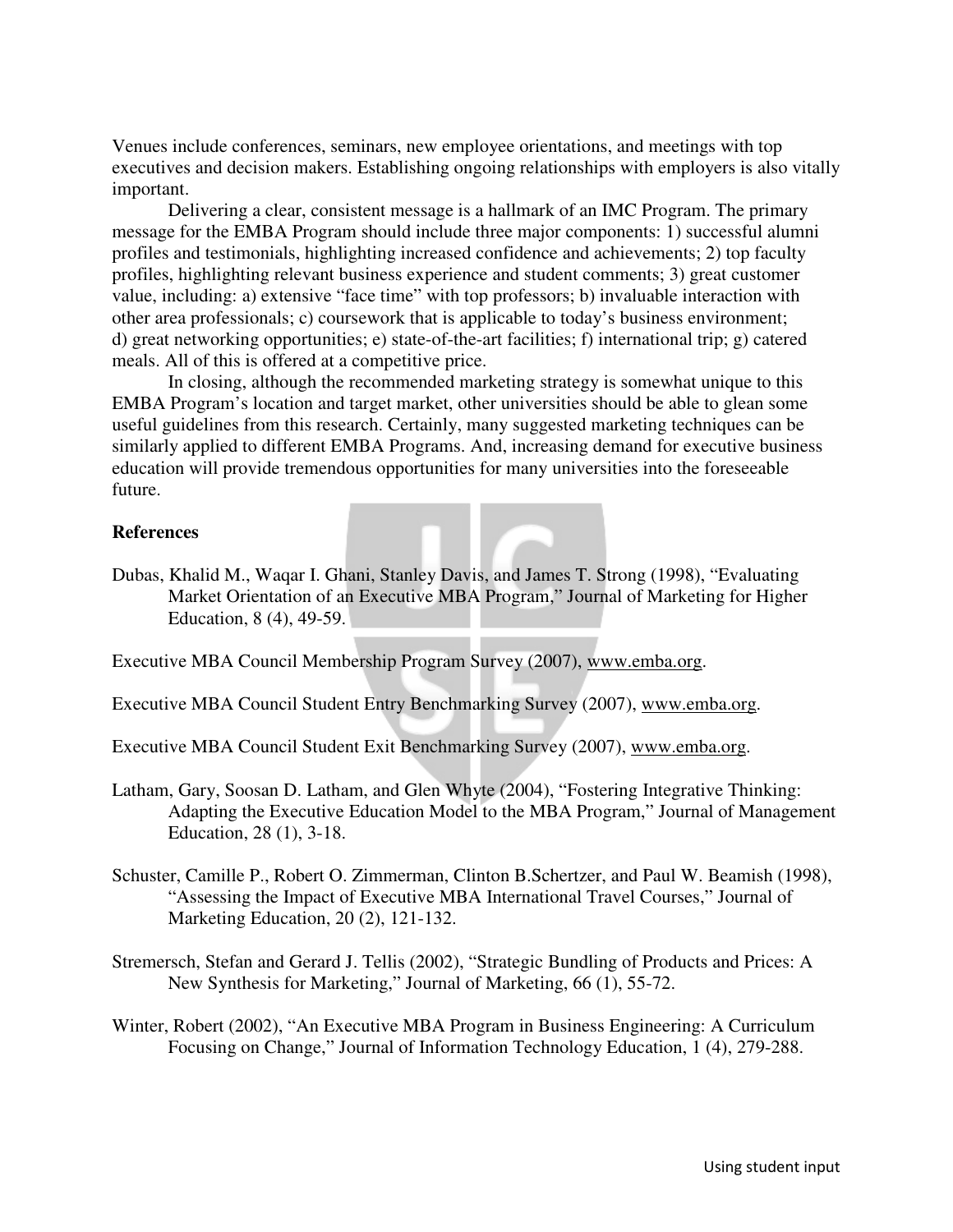Venues include conferences, seminars, new employee orientations, and meetings with top executives and decision makers. Establishing ongoing relationships with employers is also vitally important.

Delivering a clear, consistent message is a hallmark of an IMC Program. The primary message for the EMBA Program should include three major components: 1) successful alumni profiles and testimonials, highlighting increased confidence and achievements; 2) top faculty profiles, highlighting relevant business experience and student comments; 3) great customer value, including: a) extensive "face time" with top professors; b) invaluable interaction with other area professionals; c) coursework that is applicable to today's business environment; d) great networking opportunities; e) state-of-the-art facilities; f) international trip; g) catered meals. All of this is offered at a competitive price.

In closing, although the recommended marketing strategy is somewhat unique to this EMBA Program's location and target market, other universities should be able to glean some useful guidelines from this research. Certainly, many suggested marketing techniques can be similarly applied to different EMBA Programs. And, increasing demand for executive business education will provide tremendous opportunities for many universities into the foreseeable future.

**References**

Dubas, Khalid M., Waqar I. Ghani, Stanley Davis, and James T. Strong (1998), "Evaluating Market Orientation of an Executive MBA Program," Journal of Marketing for Higher Education, 8 (4), 49-59.

Executive MBA Council Membership Program Survey (2007), www.emba.org.

Executive MBA Council Student Entry Benchmarking Survey (2007), www.emba.org.

Executive MBA Council Student Exit Benchmarking Survey (2007), www.emba.org.

Latham, Gary, Soosan D. Latham, and Glen Whyte (2004), "Fostering Integrative Thinking: Adapting the Executive Education Model to the MBA Program," Journal of Management Education, 28 (1), 3-18.

Schuster, Camille P., Robert O. Zimmerman, Clinton B.Schertzer, and Paul W. Beamish (1998), "Assessing the Impact of Executive MBA International Travel Courses," Journal of Marketing Education, 20 (2), 121-132.

Stremersch, Stefan and Gerard J. Tellis (2002), "Strategic Bundling of Products and Prices: A New Synthesis for Marketing," Journal of Marketing, 66 (1), 55-72.

Winter, Robert (2002), "An Executive MBA Program in Business Engineering: A Curriculum Focusing on Change," Journal of Information Technology Education, 1 (4), 279-288.